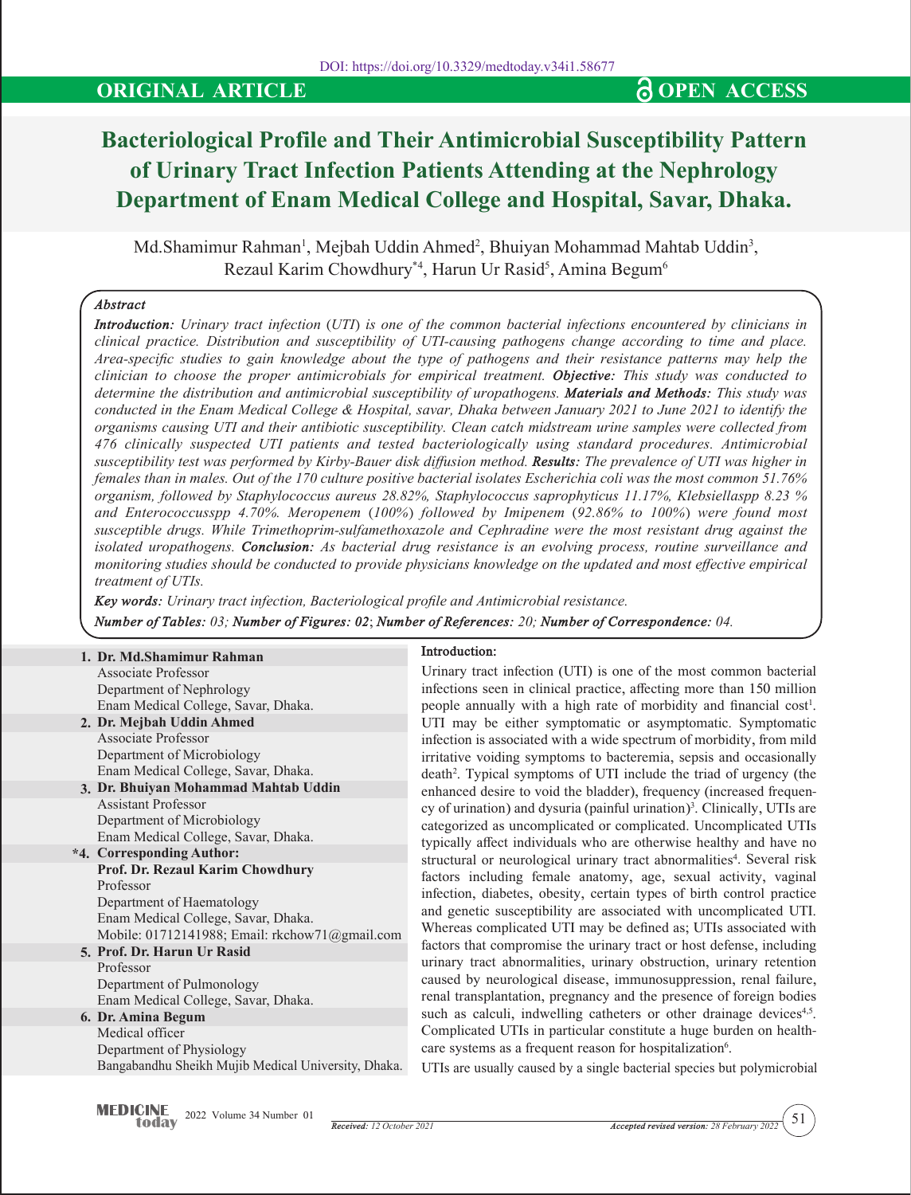DOI: https://doi.org/10.3329/medtoday.v34i1.58677

**ORIGINAL ARTICLE** | **OPEN ACCESS**

# Bacteriological Profile and Their Antimicrobial Susceptibility Pattern of Urinary Tract Infection Patients Attending at the Nephrology Department of Enam Medical College and Hospital, Savar, Dhaka.

Md.Shamimur Rahman[1], Mejbah Uddin Ahmed[2], Bhuiyan Mohammad Mahtab Uddin[3], Rezaul Karim Chowdhury*[4], Harun Ur Rasid[5], Amina Begum[6]

### *Abstract*

***Introduction:*** *Urinary tract infection (UTI) is one of the common bacterial infections encountered by clinicians in clinical practice. Distribution and susceptibility of UTI-causing pathogens change according to time and place. Area-specific studies to gain knowledge about the type of pathogens and their resistance patterns may help the clinician to choose the proper antimicrobials for empirical treatment.* ***Objective:*** *This study was conducted to determine the distribution and antimicrobial susceptibility of uropathogens.* ***Materials and Methods:*** *This study was conducted in the Enam Medical College & Hospital, savar, Dhaka between January 2021 to June 2021 to identify the organisms causing UTI and their antibiotic susceptibility. Clean catch midstream urine samples were collected from 476 clinically suspected UTI patients and tested bacteriologically using standard procedures. Antimicrobial susceptibility test was performed by Kirby-Bauer disk diffusion method.* ***Results:*** *The prevalence of UTI was higher in females than in males. Out of the 170 culture positive bacterial isolates Escherichia coli was the most common 51.76% organism, followed by Staphylococcus aureus 28.82%, Staphylococcus saprophyticus 11.17%, Klebsiellaspp 8.23 % and Enterococcusspp 4.70%. Meropenem (100%) followed by Imipenem (92.86% to 100%) were found most susceptible drugs. While Trimethoprim-sulfamethoxazole and Cephradine were the most resistant drug against the isolated uropathogens.* ***Conclusion:*** *As bacterial drug resistance is an evolving process, routine surveillance and monitoring studies should be conducted to provide physicians knowledge on the updated and most effective empirical treatment of UTIs.*

***Key words:*** *Urinary tract infection, Bacteriological profile and Antimicrobial resistance.*

***Number of Tables:*** *03;* ***Number of Figures:*** *02;* ***Number of References:*** *20;* ***Number of Correspondence:*** *04.*

1. **Dr. Md.Shamimur Rahman**
   Associate Professor
   Department of Nephrology
   Enam Medical College, Savar, Dhaka.
2. **Dr. Mejbah Uddin Ahmed**
   Associate Professor
   Department of Microbiology
   Enam Medical College, Savar, Dhaka.
3. **Dr. Bhuiyan Mohammad Mahtab Uddin**
   Assistant Professor
   Department of Microbiology
   Enam Medical College, Savar, Dhaka.

*4. **Corresponding Author:**
   **Prof. Dr. Rezaul Karim Chowdhury**
   Professor
   Department of Haematology
   Enam Medical College, Savar, Dhaka.
   Mobile: 01712141988; Email: rkchow71@gmail.com

5. **Prof. Dr. Harun Ur Rasid**
   Professor
   Department of Pulmonology
   Enam Medical College, Savar, Dhaka.
6. **Dr. Amina Begum**
   Medical officer
   Department of Physiology
   Bangabandhu Sheikh Mujib Medical University, Dhaka.

## Introduction:

Urinary tract infection (UTI) is one of the most common bacterial infections seen in clinical practice, affecting more than 150 million people annually with a high rate of morbidity and financial cost[1]. UTI may be either symptomatic or asymptomatic. Symptomatic infection is associated with a wide spectrum of morbidity, from mild irritative voiding symptoms to bacteremia, sepsis and occasionally death[2]. Typical symptoms of UTI include the triad of urgency (the enhanced desire to void the bladder), frequency (increased frequency of urination) and dysuria (painful urination)[3]. Clinically, UTIs are categorized as uncomplicated or complicated. Uncomplicated UTIs typically affect individuals who are otherwise healthy and have no structural or neurological urinary tract abnormalities[4]. Several risk factors including female anatomy, age, sexual activity, vaginal infection, diabetes, obesity, certain types of birth control practice and genetic susceptibility are associated with uncomplicated UTI. Whereas complicated UTI may be defined as; UTIs associated with factors that compromise the urinary tract or host defense, including urinary tract abnormalities, urinary obstruction, urinary retention caused by neurological disease, immunosuppression, renal failure, renal transplantation, pregnancy and the presence of foreign bodies such as calculi, indwelling catheters or other drainage devices[4,5]. Complicated UTIs in particular constitute a huge burden on healthcare systems as a frequent reason for hospitalization[6].

UTIs are usually caused by a single bacterial species but polymicrobial

*Received: 12 October 2021* *Accepted revised version: 28 February 2022*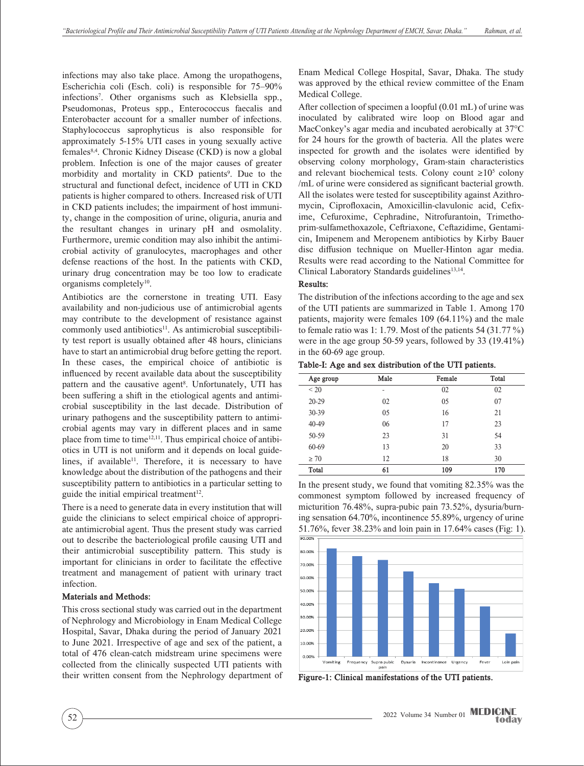infections may also take place. Among the uropathogens, Escherichia coli (Esch. coli) is responsible for 75–90% infections[7]. Other organisms such as Klebsiella spp., Pseudomonas, Proteus spp., Enterococcus faecalis and Enterobacter account for a smaller number of infections. Staphylococcus saprophyticus is also responsible for approximately 5-15% UTI cases in young sexually active females[8,4]. Chronic Kidney Disease (CKD) is now a global problem. Infection is one of the major causes of greater morbidity and mortality in CKD patients[9]. Due to the structural and functional defect, incidence of UTI in CKD patients is higher compared to others. Increased risk of UTI in CKD patients includes; the impairment of host immunity, change in the composition of urine, oliguria, anuria and the resultant changes in urinary pH and osmolality. Furthermore, uremic condition may also inhibit the antimicrobial activity of granulocytes, macrophages and other defense reactions of the host. In the patients with CKD, urinary drug concentration may be too low to eradicate organisms completely[10].

Antibiotics are the cornerstone in treating UTI. Easy availability and non-judicious use of antimicrobial agents may contribute to the development of resistance against commonly used antibiotics[11]. As antimicrobial susceptibility test report is usually obtained after 48 hours, clinicians have to start an antimicrobial drug before getting the report. In these cases, the empirical choice of antibiotic is influenced by recent available data about the susceptibility pattern and the causative agent[8]. Unfortunately, UTI has been suffering a shift in the etiological agents and antimicrobial susceptibility in the last decade. Distribution of urinary pathogens and the susceptibility pattern to antimicrobial agents may vary in different places and in same place from time to time[12,11]. Thus empirical choice of antibiotics in UTI is not uniform and it depends on local guidelines, if available[11]. Therefore, it is necessary to have knowledge about the distribution of the pathogens and their susceptibility pattern to antibiotics in a particular setting to guide the initial empirical treatment[12].

There is a need to generate data in every institution that will guide the clinicians to select empirical choice of appropriate antimicrobial agent. Thus the present study was carried out to describe the bacteriological profile causing UTI and their antimicrobial susceptibility pattern. This study is important for clinicians in order to facilitate the effective treatment and management of patient with urinary tract infection.

### Materials and Methods:

This cross sectional study was carried out in the department of Nephrology and Microbiology in Enam Medical College Hospital, Savar, Dhaka during the period of January 2021 to June 2021. Irrespective of age and sex of the patient, a total of 476 clean-catch midstream urine specimens were collected from the clinically suspected UTI patients with their written consent from the Nephrology department of Enam Medical College Hospital, Savar, Dhaka. The study was approved by the ethical review committee of the Enam Medical College.

After collection of specimen a loopful (0.01 mL) of urine was inoculated by calibrated wire loop on Blood agar and MacConkey's agar media and incubated aerobically at 37°C for 24 hours for the growth of bacteria. All the plates were inspected for growth and the isolates were identified by observing colony morphology, Gram-stain characteristics and relevant biochemical tests. Colony count $\geq 10^5$ colony /mL of urine were considered as significant bacterial growth. All the isolates were tested for susceptibility against Azithromycin, Ciprofloxacin, Amoxicillin-clavulonic acid, Cefixime, Cefuroxime, Cephradine, Nitrofurantoin, Trimethoprim-sulfamethoxazole, Ceftriaxone, Ceftazidime, Gentamicin, Imipenem and Meropenem antibiotics by Kirby Bauer disc diffusion technique on Mueller-Hinton agar media. Results were read according to the National Committee for Clinical Laboratory Standards guidelines[13,14].

### Results:

The distribution of the infections according to the age and sex of the UTI patients are summarized in Table 1. Among 170 patients, majority were females 109 (64.11%) and the male to female ratio was 1: 1.79. Most of the patients 54 (31.77 %) were in the age group 50-59 years, followed by 33 (19.41%) in the 60-69 age group.

**Table-I: Age and sex distribution of the UTI patients.**

| Age group | Male | Female | Total |
|---|---|---|---|
| < 20 | - | 02 | 02 |
| 20-29 | 02 | 05 | 07 |
| 30-39 | 05 | 16 | 21 |
| 40-49 | 06 | 17 | 23 |
| 50-59 | 23 | 31 | 54 |
| 60-69 | 13 | 20 | 33 |
| ≥ 70 | 12 | 18 | 30 |
| **Total** | **61** | **109** | **170** |

In the present study, we found that vomiting 82.35% was the commonest symptom followed by increased frequency of micturition 76.48%, supra-pubic pain 73.52%, dysuria/burning sensation 64.70%, incontinence 55.89%, urgency of urine 51.76%, fever 38.23% and loin pain in 17.64% cases (Fig: 1).

**Figure-1: Clinical manifestations of the UTI patients.**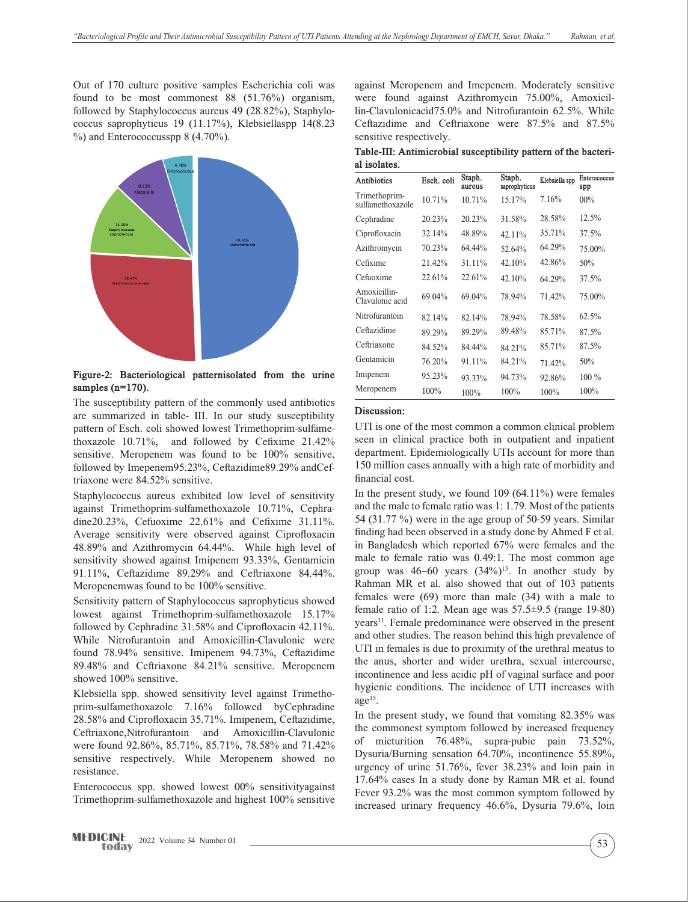Out of 170 culture positive samples Escherichia coli was found to be most commonest 88 (51.76%) organism, followed by Staphylococcus aureus 49 (28.82%), Staphylococcus saprophyticus 19 (11.17%), Klebsiellaspp 14(8.23 %) and Enterococcusspp 8 (4.70%).

**Figure-2: Bacteriological patternisolated from the urine samples (n=170).**

The susceptibility pattern of the commonly used antibiotics are summarized in table- III. In our study susceptibility pattern of Esch. coli showed lowest Trimethoprim-sulfamethoxazole 10.71%, and followed by Cefixime 21.42% sensitive. Meropenem was found to be 100% sensitive, followed by Imepenem95.23%, Ceftazidime89.29% andCeftriaxone were 84.52% sensitive.

Staphylococcus aureus exhibited low level of sensitivity against Trimethoprim-sulfamethoxazole 10.71%, Cephradine20.23%, Cefuoxime 22.61% and Cefixime 31.11%. Average sensitivity were observed against Ciprofloxacin 48.89% and Azithromycin 64.44%. While high level of sensitivity showed against Imipenem 93.33%, Gentamicin 91.11%, Ceftazidime 89.29% and Ceftriaxone 84.44%. Meropenemwas found to be 100% sensitive.

Sensitivity pattern of Staphylococcus saprophyticus showed lowest against Trimethoprim-sulfamethoxazole 15.17% followed by Cephradine 31.58% and Ciprofloxacin 42.11%. While Nitrofurantoin and Amoxicillin-Clavulonic were found 78.94% sensitive. Imipenem 94.73%, Ceftazidime 89.48% and Ceftriaxone 84.21% sensitive. Meropenem showed 100% sensitive.

Klebsiella spp. showed sensitivity level against Trimethoprim-sulfamethoxazole 7.16% followed byCephradine 28.58% and Ciprofloxacin 35.71%. Imipenem, Ceftazidime, Ceftriaxone,Nitrofurantoin and Amoxicillin-Clavulonic were found 92.86%, 85.71%, 85.71%, 78.58% and 71.42% sensitive respectively. While Meropenem showed no resistance.

Enterococcus spp. showed lowest 00% sensitivityagainst Trimethoprim-sulfamethoxazole and highest 100% sensitive against Meropenem and Imepenem. Moderately sensitive were found against Azithromycin 75.00%, Amoxicillin-Clavulonicacid75.0% and Nitrofurantoin 62.5%. While Ceftazidime and Ceftriaxone were 87.5% and 87.5% sensitive respectively.

**Table-III: Antimicrobial susceptibility pattern of the bacterial isolates.**

| Antibiotics | Esch. coli | Staph. aureus | Staph. saprophyticus | Klebsiella spp | Enterococcus spp |
|---|---|---|---|---|---|
| Trimethoprim-sulfamethoxazole | 10.71% | 10.71% | 15.17% | 7.16% | 00% |
| Cephradine | 20.23% | 20.23% | 31.58% | 28.58% | 12.5% |
| Ciprofloxacin | 32.14% | 48.89% | 42.11% | 35.71% | 37.5% |
| Azithromycin | 70.23% | 64.44% | 52.64% | 64.29% | 75.00% |
| Cefixime | 21.42% | 31.11% | 42.10% | 42.86% | 50% |
| Cefuoxime | 22.61% | 22.61% | 42.10% | 64.29% | 37.5% |
| Amoxicillin-Clavulonic acid | 69.04% | 69.04% | 78.94% | 71.42% | 75.00% |
| Nitrofurantoin | 82.14% | 82.14% | 78.94% | 78.58% | 62.5% |
| Ceftazidime | 89.29% | 89.29% | 89.48% | 85.71% | 87.5% |
| Ceftriaxone | 84.52% | 84.44% | 84.21% | 85.71% | 87.5% |
| Gentamicin | 76.20% | 91.11% | 84.21% | 71.42% | 50% |
| Imipenem | 95.23% | 93.33% | 94.73% | 92.86% | 100 % |
| Meropenem | 100% | 100% | 100% | 100% | 100% |

## Discussion:

UTI is one of the most common a common clinical problem seen in clinical practice both in outpatient and inpatient department. Epidemiologically UTIs account for more than 150 million cases annually with a high rate of morbidity and financial cost.

In the present study, we found 109 (64.11%) were females and the male to female ratio was 1: 1.79. Most of the patients 54 (31.77 %) were in the age group of 50-59 years. Similar finding had been observed in a study done by Ahmed F et al. in Bangladesh which reported 67% were females and the male to female ratio was 0.49:1. The most common age group was 46–60 years (34%)[15]. In another study by Rahman MR et al. also showed that out of 103 patients females were (69) more than male (34) with a male to female ratio of 1:2. Mean age was 57.5±9.5 (range 19-80) years[11]. Female predominance were observed in the present and other studies. The reason behind this high prevalence of UTI in females is due to proximity of the urethral meatus to the anus, shorter and wider urethra, sexual intercourse, incontinence and less acidic pH of vaginal surface and poor hygienic conditions. The incidence of UTI increases with age[15].

In the present study, we found that vomiting 82.35% was the commonest symptom followed by increased frequency of micturition 76.48%, supra-pubic pain 73.52%, Dysuria/Burning sensation 64.70%, incontinence 55.89%, urgency of urine 51.76%, fever 38.23% and loin pain in 17.64% cases In a study done by Raman MR et al. found Fever 93.2% was the most common symptom followed by increased urinary frequency 46.6%, Dysuria 79.6%, loin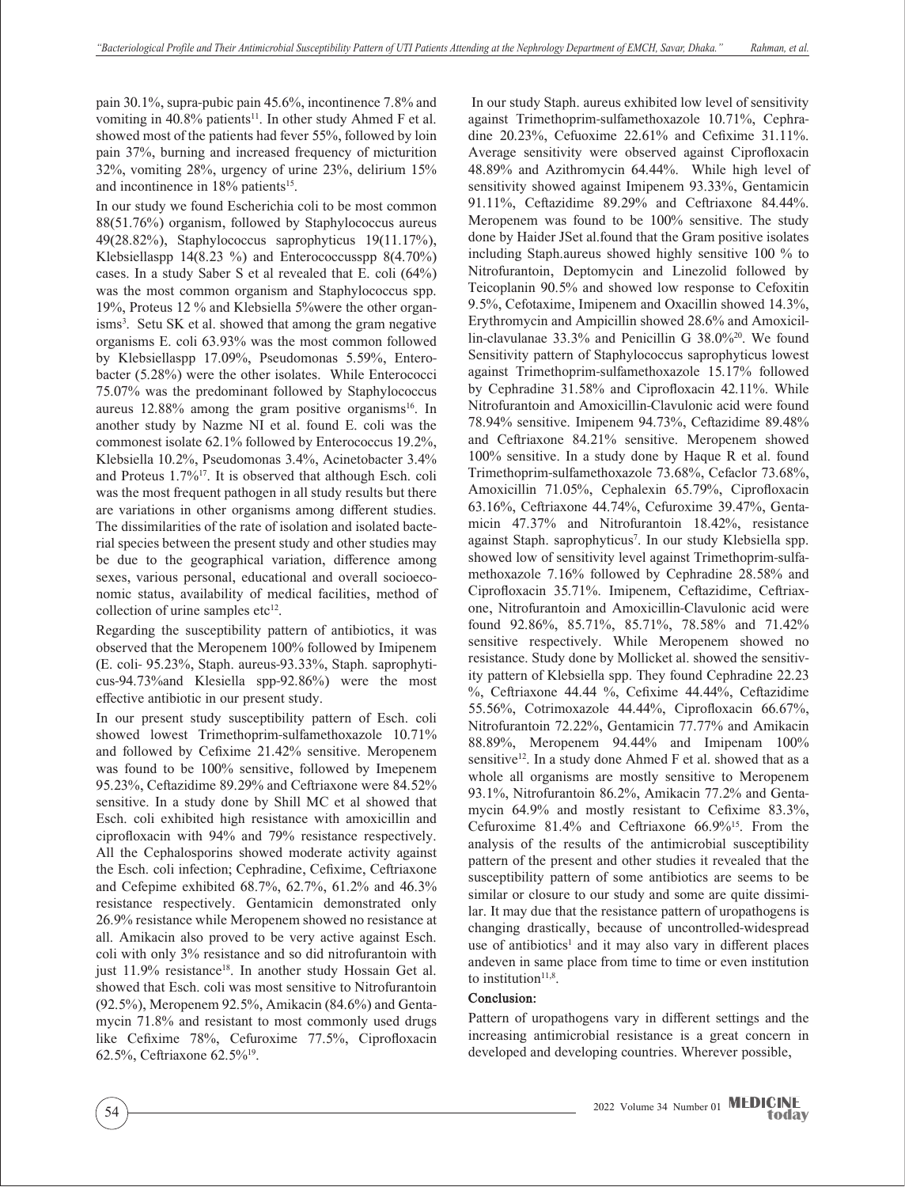pain 30.1%, supra-pubic pain 45.6%, incontinence 7.8% and vomiting in 40.8% patients[11]. In other study Ahmed F et al. showed most of the patients had fever 55%, followed by loin pain 37%, burning and increased frequency of micturition 32%, vomiting 28%, urgency of urine 23%, delirium 15% and incontinence in 18% patients[15].

In our study we found Escherichia coli to be most common 88(51.76%) organism, followed by Staphylococcus aureus 49(28.82%), Staphylococcus saprophyticus 19(11.17%), Klebsiellaspp 14(8.23 %) and Enterococcusspp 8(4.70%) cases. In a study Saber S et al revealed that E. coli (64%) was the most common organism and Staphylococcus spp. 19%, Proteus 12 % and Klebsiella 5%were the other organisms[3]. Setu SK et al. showed that among the gram negative organisms E. coli 63.93% was the most common followed by Klebsiellaspp 17.09%, Pseudomonas 5.59%, Enterobacter (5.28%) were the other isolates. While Enterococci 75.07% was the predominant followed by Staphylococcus aureus 12.88% among the gram positive organisms[16]. In another study by Nazme NI et al. found E. coli was the commonest isolate 62.1% followed by Enterococcus 19.2%, Klebsiella 10.2%, Pseudomonas 3.4%, Acinetobacter 3.4% and Proteus 1.7%[17]. It is observed that although Esch. coli was the most frequent pathogen in all study results but there are variations in other organisms among different studies. The dissimilarities of the rate of isolation and isolated bacterial species between the present study and other studies may be due to the geographical variation, difference among sexes, various personal, educational and overall socioeconomic status, availability of medical facilities, method of collection of urine samples etc[12].

Regarding the susceptibility pattern of antibiotics, it was observed that the Meropenem 100% followed by Imipenem (E. coli- 95.23%, Staph. aureus-93.33%, Staph. saprophyticus-94.73%and Klesiella spp-92.86%) were the most effective antibiotic in our present study.

In our present study susceptibility pattern of Esch. coli showed lowest Trimethoprim-sulfamethoxazole 10.71% and followed by Cefixime 21.42% sensitive. Meropenem was found to be 100% sensitive, followed by Imepenem 95.23%, Ceftazidime 89.29% and Ceftriaxone were 84.52% sensitive. In a study done by Shill MC et al showed that Esch. coli exhibited high resistance with amoxicillin and ciprofloxacin with 94% and 79% resistance respectively. All the Cephalosporins showed moderate activity against the Esch. coli infection; Cephradine, Cefixime, Ceftriaxone and Cefepime exhibited 68.7%, 62.7%, 61.2% and 46.3% resistance respectively. Gentamicin demonstrated only 26.9% resistance while Meropenem showed no resistance at all. Amikacin also proved to be very active against Esch. coli with only 3% resistance and so did nitrofurantoin with just 11.9% resistance[18]. In another study Hossain Get al. showed that Esch. coli was most sensitive to Nitrofurantoin (92.5%), Meropenem 92.5%, Amikacin (84.6%) and Gentamycin 71.8% and resistant to most commonly used drugs like Cefixime 78%, Cefuroxime 77.5%, Ciprofloxacin 62.5%, Ceftriaxone 62.5%[19].

In our study Staph. aureus exhibited low level of sensitivity against Trimethoprim-sulfamethoxazole 10.71%, Cephradine 20.23%, Cefuoxime 22.61% and Cefixime 31.11%. Average sensitivity were observed against Ciprofloxacin 48.89% and Azithromycin 64.44%. While high level of sensitivity showed against Imipenem 93.33%, Gentamicin 91.11%, Ceftazidime 89.29% and Ceftriaxone 84.44%. Meropenem was found to be 100% sensitive. The study done by Haider JSet al.found that the Gram positive isolates including Staph.aureus showed highly sensitive 100 % to Nitrofurantoin, Deptomycin and Linezolid followed by Teicoplanin 90.5% and showed low response to Cefoxitin 9.5%, Cefotaxime, Imipenem and Oxacillin showed 14.3%, Erythromycin and Ampicillin showed 28.6% and Amoxicillin-clavulanae 33.3% and Penicillin G 38.0%[20]. We found Sensitivity pattern of Staphylococcus saprophyticus lowest against Trimethoprim-sulfamethoxazole 15.17% followed by Cephradine 31.58% and Ciprofloxacin 42.11%. While Nitrofurantoin and Amoxicillin-Clavulonic acid were found 78.94% sensitive. Imipenem 94.73%, Ceftazidime 89.48% and Ceftriaxone 84.21% sensitive. Meropenem showed 100% sensitive. In a study done by Haque R et al. found Trimethoprim-sulfamethoxazole 73.68%, Cefaclor 73.68%, Amoxicillin 71.05%, Cephalexin 65.79%, Ciprofloxacin 63.16%, Ceftriaxone 44.74%, Cefuroxime 39.47%, Gentamicin 47.37% and Nitrofurantoin 18.42%, resistance against Staph. saprophyticus[7]. In our study Klebsiella spp. showed low of sensitivity level against Trimethoprim-sulfamethoxazole 7.16% followed by Cephradine 28.58% and Ciprofloxacin 35.71%. Imipenem, Ceftazidime, Ceftriaxone, Nitrofurantoin and Amoxicillin-Clavulonic acid were found 92.86%, 85.71%, 85.71%, 78.58% and 71.42% sensitive respectively. While Meropenem showed no resistance. Study done by Mollicket al. showed the sensitivity pattern of Klebsiella spp. They found Cephradine 22.23 %, Ceftriaxone 44.44 %, Cefixime 44.44%, Ceftazidime 55.56%, Cotrimoxazole 44.44%, Ciprofloxacin 66.67%, Nitrofurantoin 72.22%, Gentamicin 77.77% and Amikacin 88.89%, Meropenem 94.44% and Imipenam 100% sensitive[12]. In a study done Ahmed F et al. showed that as a whole all organisms are mostly sensitive to Meropenem 93.1%, Nitrofurantoin 86.2%, Amikacin 77.2% and Gentamycin 64.9% and mostly resistant to Cefixime 83.3%, Cefuroxime 81.4% and Ceftriaxone 66.9%[15]. From the analysis of the results of the antimicrobial susceptibility pattern of the present and other studies it revealed that the susceptibility pattern of some antibiotics are seems to be similar or closure to our study and some are quite dissimilar. It may due that the resistance pattern of uropathogens is changing drastically, because of uncontrolled-widespread use of antibiotics[1] and it may also vary in different places andeven in same place from time to time or even institution to institution[11,8].

## Conclusion:

Pattern of uropathogens vary in different settings and the increasing antimicrobial resistance is a great concern in developed and developing countries. Wherever possible,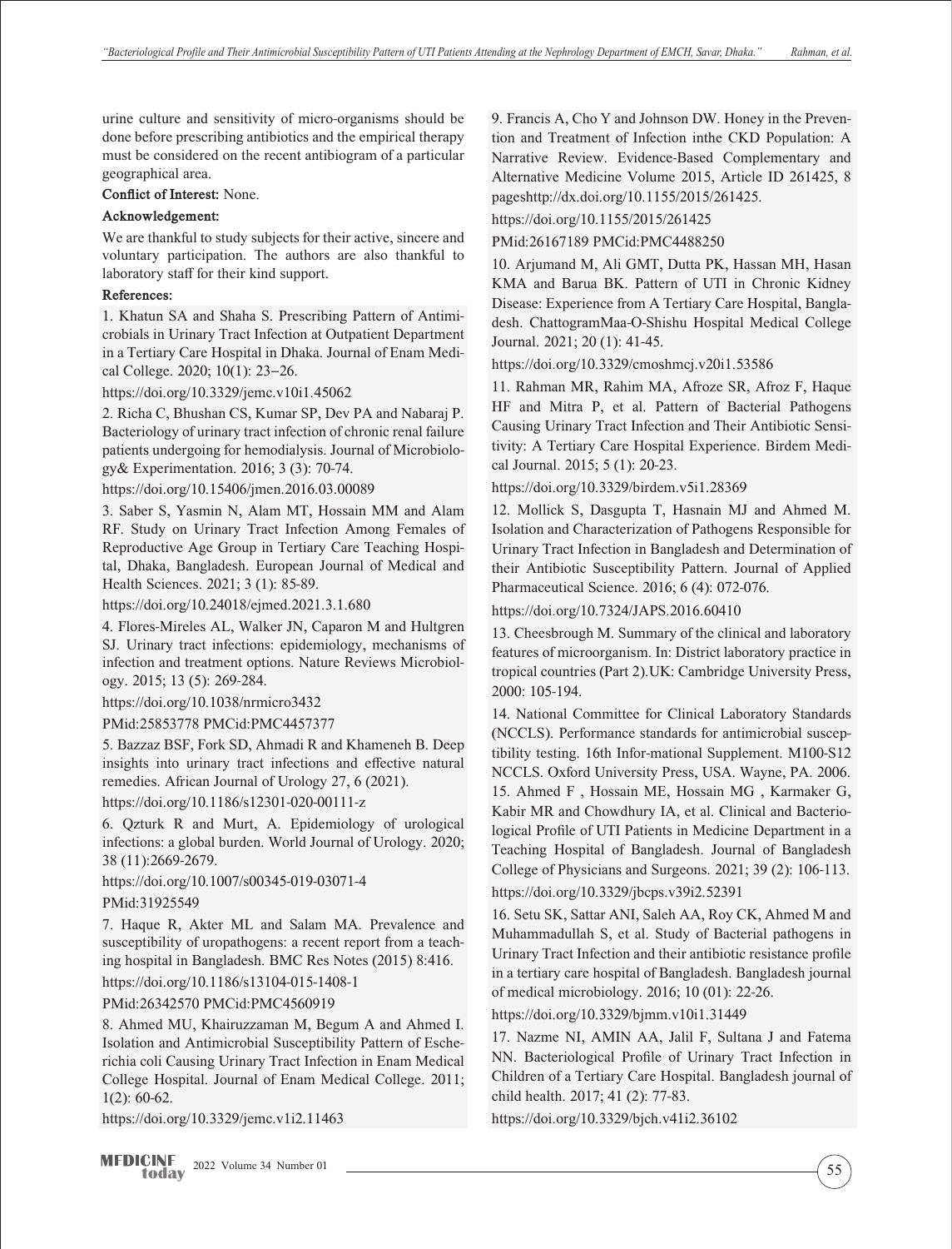urine culture and sensitivity of micro-organisms should be done before prescribing antibiotics and the empirical therapy must be considered on the recent antibiogram of a particular geographical area.

**Conflict of Interest:** None.

**Acknowledgement:**

We are thankful to study subjects for their active, sincere and voluntary participation. The authors are also thankful to laboratory staff for their kind support.

**References:**

1. Khatun SA and Shaha S. Prescribing Pattern of Antimicrobials in Urinary Tract Infection at Outpatient Department in a Tertiary Care Hospital in Dhaka. Journal of Enam Medical College. 2020; 10(1): 23–26.
https://doi.org/10.3329/jemc.v10i1.45062

2. Richa C, Bhushan CS, Kumar SP, Dev PA and Nabaraj P. Bacteriology of urinary tract infection of chronic renal failure patients undergoing for hemodialysis. Journal of Microbiology& Experimentation. 2016; 3 (3): 70-74.
https://doi.org/10.15406/jmen.2016.03.00089

3. Saber S, Yasmin N, Alam MT, Hossain MM and Alam RF. Study on Urinary Tract Infection Among Females of Reproductive Age Group in Tertiary Care Teaching Hospital, Dhaka, Bangladesh. European Journal of Medical and Health Sciences. 2021; 3 (1): 85-89.
https://doi.org/10.24018/ejmed.2021.3.1.680

4. Flores-Mireles AL, Walker JN, Caparon M and Hultgren SJ. Urinary tract infections: epidemiology, mechanisms of infection and treatment options. Nature Reviews Microbiology. 2015; 13 (5): 269-284.
https://doi.org/10.1038/nrmicro3432
PMid:25853778 PMCid:PMC4457377

5. Bazzaz BSF, Fork SD, Ahmadi R and Khameneh B. Deep insights into urinary tract infections and effective natural remedies. African Journal of Urology 27, 6 (2021).
https://doi.org/10.1186/s12301-020-00111-z

6. Qzturk R and Murt, A. Epidemiology of urological infections: a global burden. World Journal of Urology. 2020; 38 (11):2669-2679.
https://doi.org/10.1007/s00345-019-03071-4
PMid:31925549

7. Haque R, Akter ML and Salam MA. Prevalence and susceptibility of uropathogens: a recent report from a teaching hospital in Bangladesh. BMC Res Notes (2015) 8:416.
https://doi.org/10.1186/s13104-015-1408-1
PMid:26342570 PMCid:PMC4560919

8. Ahmed MU, Khairuzzaman M, Begum A and Ahmed I. Isolation and Antimicrobial Susceptibility Pattern of Escherichia coli Causing Urinary Tract Infection in Enam Medical College Hospital. Journal of Enam Medical College. 2011; 1(2): 60-62.
https://doi.org/10.3329/jemc.v1i2.11463

9. Francis A, Cho Y and Johnson DW. Honey in the Prevention and Treatment of Infection inthe CKD Population: A Narrative Review. Evidence-Based Complementary and Alternative Medicine Volume 2015, Article ID 261425, 8 pageshttp://dx.doi.org/10.1155/2015/261425.
https://doi.org/10.1155/2015/261425
PMid:26167189 PMCid:PMC4488250

10. Arjumand M, Ali GMT, Dutta PK, Hassan MH, Hasan KMA and Barua BK. Pattern of UTI in Chronic Kidney Disease: Experience from A Tertiary Care Hospital, Bangladesh. ChattogramMaa-O-Shishu Hospital Medical College Journal. 2021; 20 (1): 41-45.
https://doi.org/10.3329/cmoshmcj.v20i1.53586

11. Rahman MR, Rahim MA, Afroze SR, Afroz F, Haque HF and Mitra P, et al. Pattern of Bacterial Pathogens Causing Urinary Tract Infection and Their Antibiotic Sensitivity: A Tertiary Care Hospital Experience. Birdem Medical Journal. 2015; 5 (1): 20-23.
https://doi.org/10.3329/birdem.v5i1.28369

12. Mollick S, Dasgupta T, Hasnain MJ and Ahmed M. Isolation and Characterization of Pathogens Responsible for Urinary Tract Infection in Bangladesh and Determination of their Antibiotic Susceptibility Pattern. Journal of Applied Pharmaceutical Science. 2016; 6 (4): 072-076.
https://doi.org/10.7324/JAPS.2016.60410

13. Cheesbrough M. Summary of the clinical and laboratory features of microorganism. In: District laboratory practice in tropical countries (Part 2).UK: Cambridge University Press, 2000: 105-194.

14. National Committee for Clinical Laboratory Standards (NCCLS). Performance standards for antimicrobial susceptibility testing. 16th Infor-mational Supplement. M100-S12 NCCLS. Oxford University Press, USA. Wayne, PA. 2006.

15. Ahmed F , Hossain ME, Hossain MG , Karmaker G, Kabir MR and Chowdhury IA, et al. Clinical and Bacteriological Profile of UTI Patients in Medicine Department in a Teaching Hospital of Bangladesh. Journal of Bangladesh College of Physicians and Surgeons. 2021; 39 (2): 106-113.
https://doi.org/10.3329/jbcps.v39i2.52391

16. Setu SK, Sattar ANI, Saleh AA, Roy CK, Ahmed M and Muhammadullah S, et al. Study of Bacterial pathogens in Urinary Tract Infection and their antibiotic resistance profile in a tertiary care hospital of Bangladesh. Bangladesh journal of medical microbiology. 2016; 10 (01): 22-26.
https://doi.org/10.3329/bjmm.v10i1.31449

17. Nazme NI, AMIN AA, Jalil F, Sultana J and Fatema NN. Bacteriological Profile of Urinary Tract Infection in Children of a Tertiary Care Hospital. Bangladesh journal of child health. 2017; 41 (2): 77-83.
https://doi.org/10.3329/bjch.v41i2.36102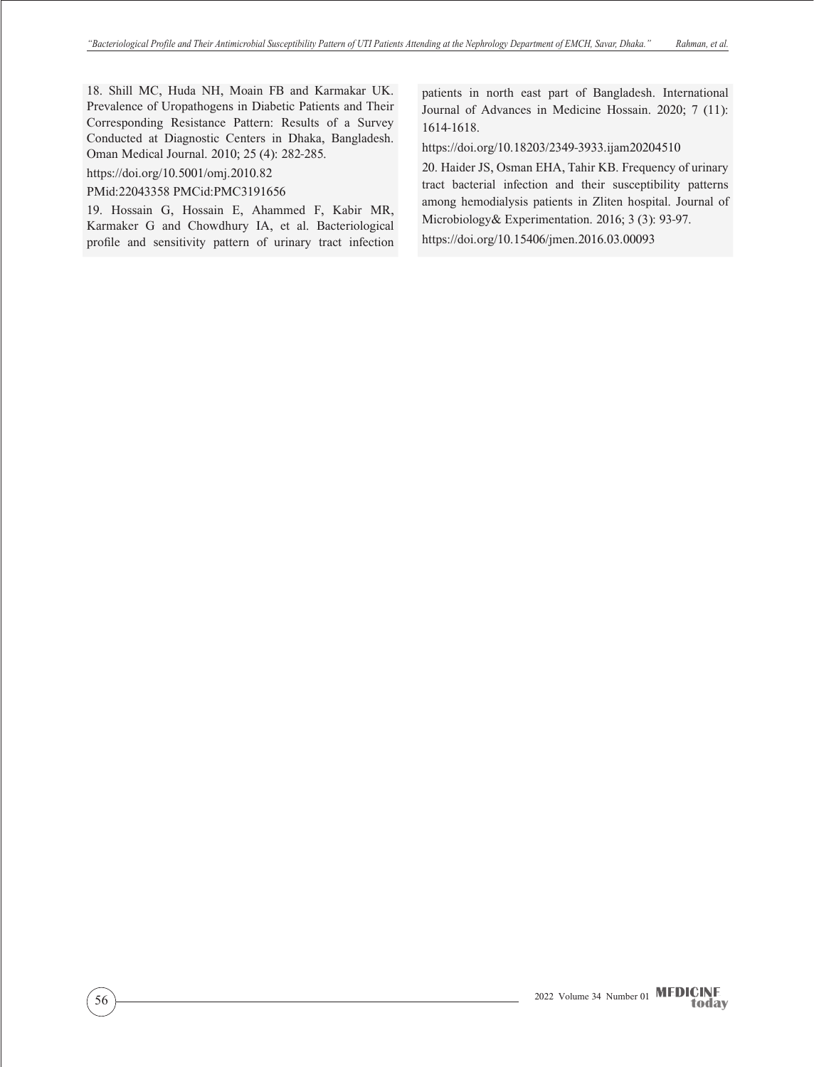18. Shill MC, Huda NH, Moain FB and Karmakar UK. Prevalence of Uropathogens in Diabetic Patients and Their Corresponding Resistance Pattern: Results of a Survey Conducted at Diagnostic Centers in Dhaka, Bangladesh. Oman Medical Journal. 2010; 25 (4): 282-285.

https://doi.org/10.5001/omj.2010.82

PMid:22043358 PMCid:PMC3191656

19. Hossain G, Hossain E, Ahammed F, Kabir MR, Karmaker G and Chowdhury IA, et al. Bacteriological profile and sensitivity pattern of urinary tract infection patients in north east part of Bangladesh. International Journal of Advances in Medicine Hossain. 2020; 7 (11): 1614-1618.

https://doi.org/10.18203/2349-3933.ijam20204510

20. Haider JS, Osman EHA, Tahir KB. Frequency of urinary tract bacterial infection and their susceptibility patterns among hemodialysis patients in Zliten hospital. Journal of Microbiology& Experimentation. 2016; 3 (3): 93-97.

https://doi.org/10.15406/jmen.2016.03.00093